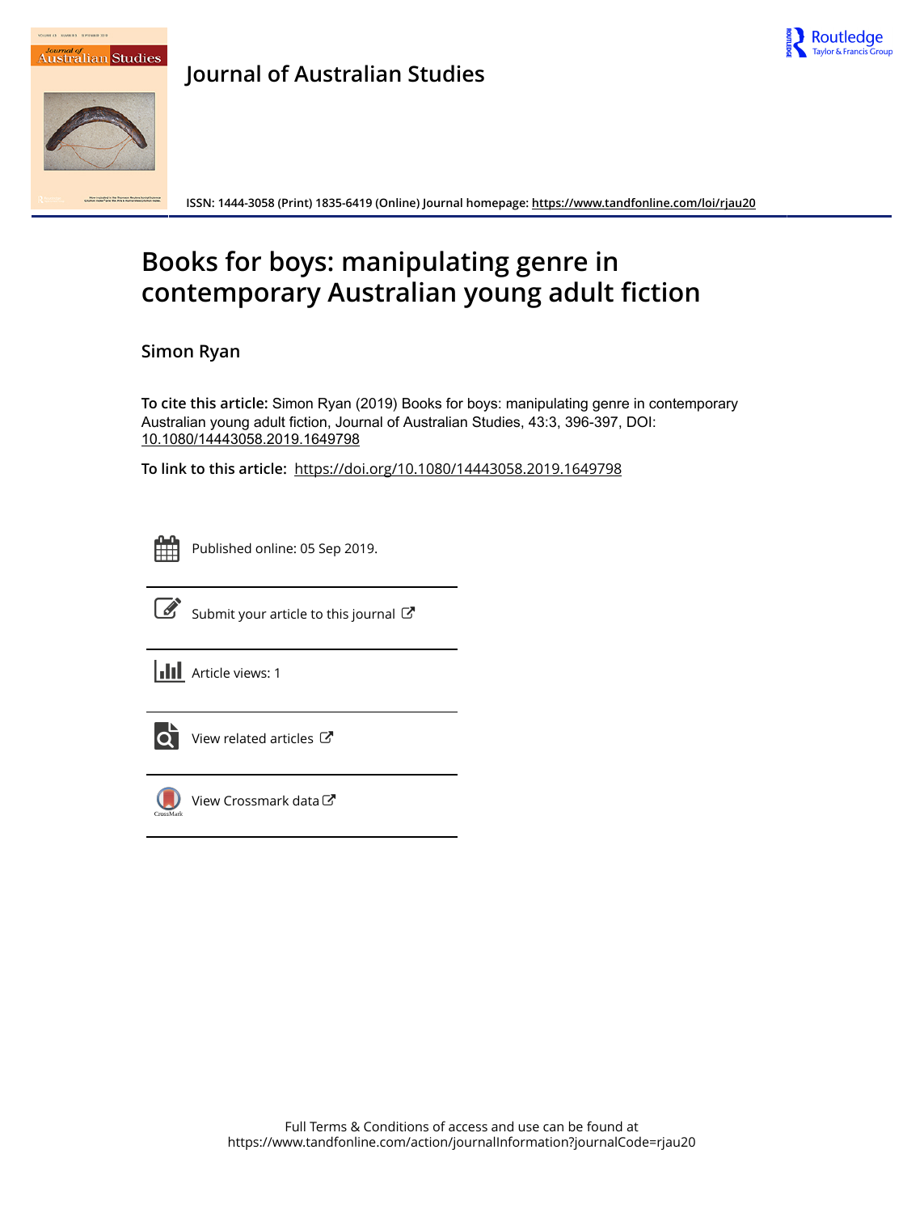# Journal of Australian Studies

ISSN: 1444-3058 (Print) 1835-6419 (Online) Journal homepage: https://www.tandfonline.com/loi/rjau20

## Books for boys: manipulating genre in contemporary Australian young adult fiction

**Simon Ryan**

**To cite this article:** Simon Ryan (2019) Books for boys: manipulating genre in contemporary Australian young adult fiction, Journal of Australian Studies, 43:3, 396-397, DOI: 10.1080/14443058.2019.1649798

**To link to this article:** https://doi.org/10.1080/14443058.2019.1649798

Published online: 05 Sep 2019.

Submit your article to this journal

Article views: 1

View related articles

View Crossmark data

Full Terms & Conditions of access and use can be found at https://www.tandfonline.com/action/journalInformation?journalCode=rjau20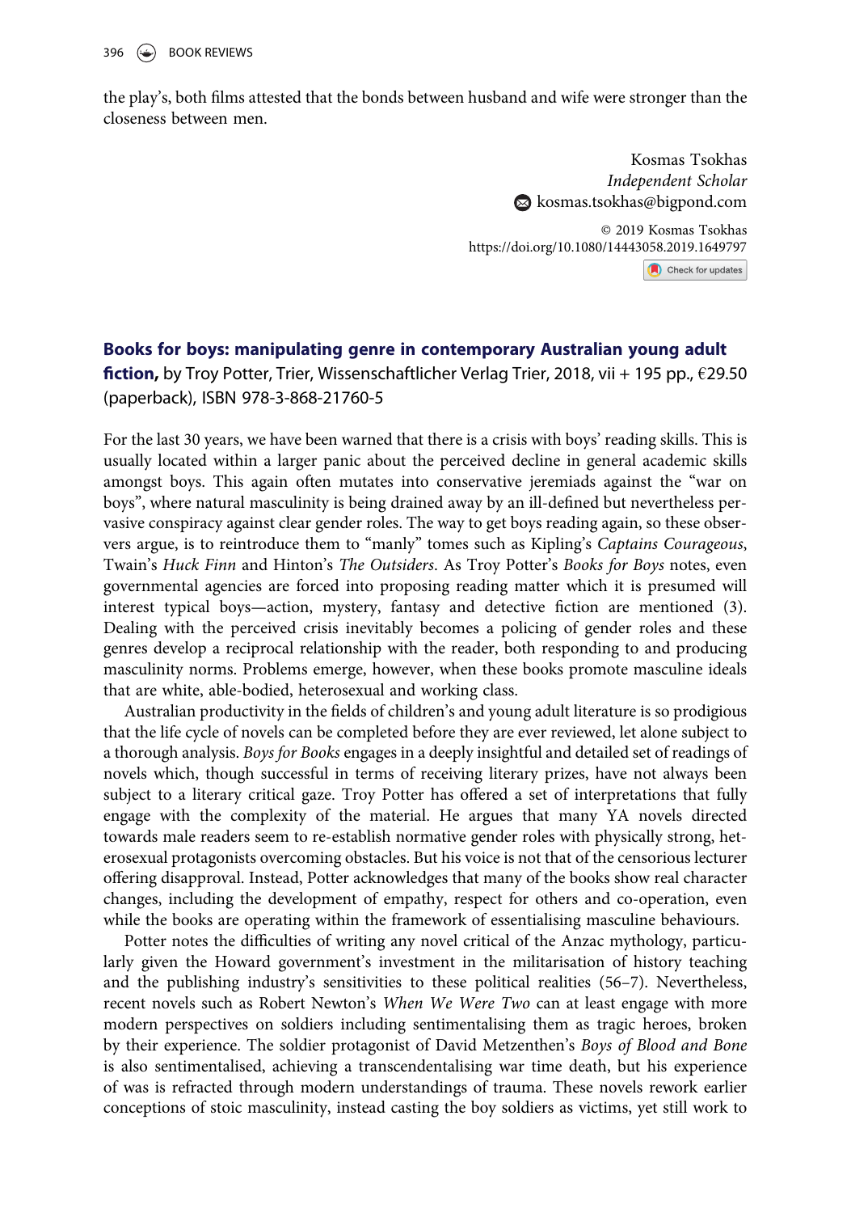the play's, both films attested that the bonds between husband and wife were stronger than the closeness between men.

Kosmas Tsokhas
*Independent Scholar*
kosmas.tsokhas@bigpond.com

© 2019 Kosmas Tsokhas
https://doi.org/10.1080/14443058.2019.1649797

**Books for boys: manipulating genre in contemporary Australian young adult fiction,** by Troy Potter, Trier, Wissenschaftlicher Verlag Trier, 2018, vii + 195 pp., €29.50 (paperback), ISBN 978-3-868-21760-5

For the last 30 years, we have been warned that there is a crisis with boys' reading skills. This is usually located within a larger panic about the perceived decline in general academic skills amongst boys. This again often mutates into conservative jeremiads against the "war on boys", where natural masculinity is being drained away by an ill-defined but nevertheless pervasive conspiracy against clear gender roles. The way to get boys reading again, so these observers argue, is to reintroduce them to "manly" tomes such as Kipling's *Captains Courageous*, Twain's *Huck Finn* and Hinton's *The Outsiders*. As Troy Potter's *Books for Boys* notes, even governmental agencies are forced into proposing reading matter which it is presumed will interest typical boys—action, mystery, fantasy and detective fiction are mentioned (3). Dealing with the perceived crisis inevitably becomes a policing of gender roles and these genres develop a reciprocal relationship with the reader, both responding to and producing masculinity norms. Problems emerge, however, when these books promote masculine ideals that are white, able-bodied, heterosexual and working class.

Australian productivity in the fields of children's and young adult literature is so prodigious that the life cycle of novels can be completed before they are ever reviewed, let alone subject to a thorough analysis. *Boys for Books* engages in a deeply insightful and detailed set of readings of novels which, though successful in terms of receiving literary prizes, have not always been subject to a literary critical gaze. Troy Potter has offered a set of interpretations that fully engage with the complexity of the material. He argues that many YA novels directed towards male readers seem to re-establish normative gender roles with physically strong, heterosexual protagonists overcoming obstacles. But his voice is not that of the censorious lecturer offering disapproval. Instead, Potter acknowledges that many of the books show real character changes, including the development of empathy, respect for others and co-operation, even while the books are operating within the framework of essentialising masculine behaviours.

Potter notes the difficulties of writing any novel critical of the Anzac mythology, particularly given the Howard government's investment in the militarisation of history teaching and the publishing industry's sensitivities to these political realities (56–7). Nevertheless, recent novels such as Robert Newton's *When We Were Two* can at least engage with more modern perspectives on soldiers including sentimentalising them as tragic heroes, broken by their experience. The soldier protagonist of David Metzenthen's *Boys of Blood and Bone* is also sentimentalised, achieving a transcendentalising war time death, but his experience of was is refracted through modern understandings of trauma. These novels rework earlier conceptions of stoic masculinity, instead casting the boy soldiers as victims, yet still work to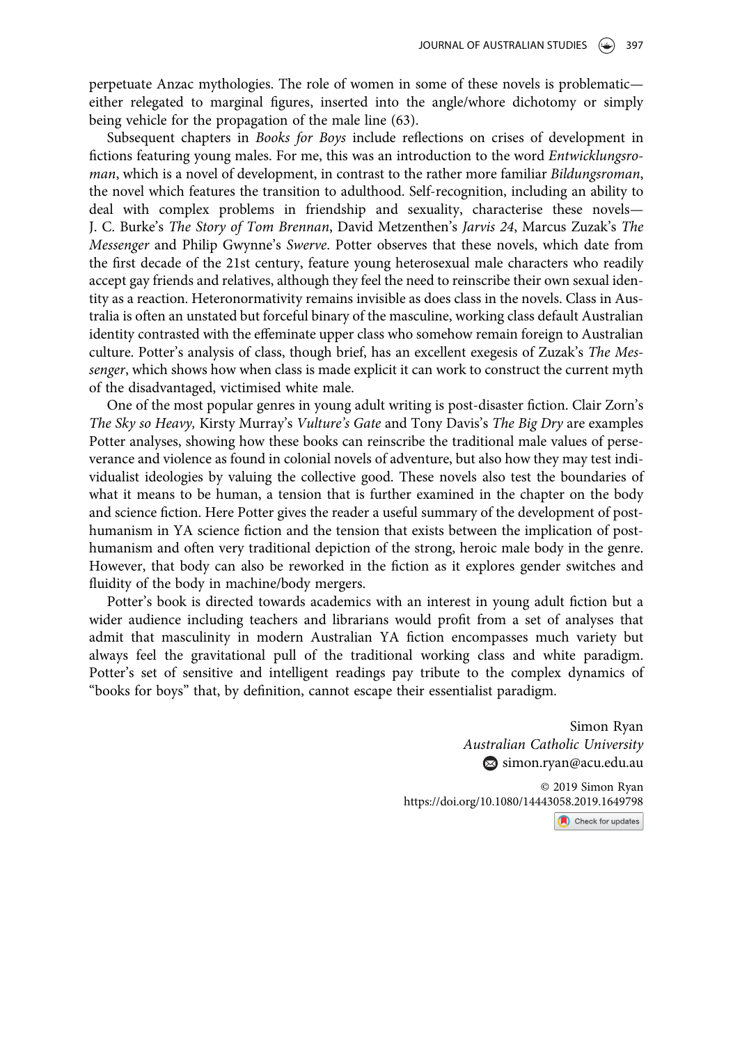perpetuate Anzac mythologies. The role of women in some of these novels is problematic—either relegated to marginal figures, inserted into the angle/whore dichotomy or simply being vehicle for the propagation of the male line (63).

Subsequent chapters in *Books for Boys* include reflections on crises of development in fictions featuring young males. For me, this was an introduction to the word *Entwicklungsroman*, which is a novel of development, in contrast to the rather more familiar *Bildungsroman*, the novel which features the transition to adulthood. Self-recognition, including an ability to deal with complex problems in friendship and sexuality, characterise these novels—J. C. Burke's *The Story of Tom Brennan*, David Metzenthen's *Jarvis 24*, Marcus Zuzak's *The Messenger* and Philip Gwynne's *Swerve*. Potter observes that these novels, which date from the first decade of the 21st century, feature young heterosexual male characters who readily accept gay friends and relatives, although they feel the need to reinscribe their own sexual identity as a reaction. Heteronormativity remains invisible as does class in the novels. Class in Australia is often an unstated but forceful binary of the masculine, working class default Australian identity contrasted with the effeminate upper class who somehow remain foreign to Australian culture. Potter's analysis of class, though brief, has an excellent exegesis of Zuzak's *The Messenger*, which shows how when class is made explicit it can work to construct the current myth of the disadvantaged, victimised white male.

One of the most popular genres in young adult writing is post-disaster fiction. Clair Zorn's *The Sky so Heavy,* Kirsty Murray's *Vulture's Gate* and Tony Davis's *The Big Dry* are examples Potter analyses, showing how these books can reinscribe the traditional male values of perseverance and violence as found in colonial novels of adventure, but also how they may test individualist ideologies by valuing the collective good. These novels also test the boundaries of what it means to be human, a tension that is further examined in the chapter on the body and science fiction. Here Potter gives the reader a useful summary of the development of posthumanism in YA science fiction and the tension that exists between the implication of posthumanism and often very traditional depiction of the strong, heroic male body in the genre. However, that body can also be reworked in the fiction as it explores gender switches and fluidity of the body in machine/body mergers.

Potter's book is directed towards academics with an interest in young adult fiction but a wider audience including teachers and librarians would profit from a set of analyses that admit that masculinity in modern Australian YA fiction encompasses much variety but always feel the gravitational pull of the traditional working class and white paradigm. Potter's set of sensitive and intelligent readings pay tribute to the complex dynamics of "books for boys" that, by definition, cannot escape their essentialist paradigm.

Simon Ryan
*Australian Catholic University*
simon.ryan@acu.edu.au

© 2019 Simon Ryan
https://doi.org/10.1080/14443058.2019.1649798